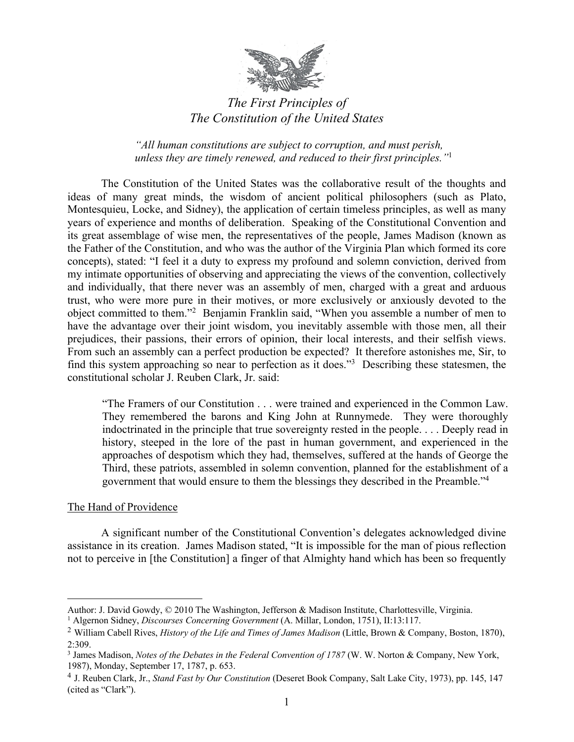# *The First Principles of The Constitution of the United States*

*"All human constitutions are subject to corruption, and must perish, unless they are timely renewed, and reduced to their first principles."*[1]

The Constitution of the United States was the collaborative result of the thoughts and ideas of many great minds, the wisdom of ancient political philosophers (such as Plato, Montesquieu, Locke, and Sidney), the application of certain timeless principles, as well as many years of experience and months of deliberation. Speaking of the Constitutional Convention and its great assemblage of wise men, the representatives of the people, James Madison (known as the Father of the Constitution, and who was the author of the Virginia Plan which formed its core concepts), stated: "I feel it a duty to express my profound and solemn conviction, derived from my intimate opportunities of observing and appreciating the views of the convention, collectively and individually, that there never was an assembly of men, charged with a great and arduous trust, who were more pure in their motives, or more exclusively or anxiously devoted to the object committed to them."[2] Benjamin Franklin said, "When you assemble a number of men to have the advantage over their joint wisdom, you inevitably assemble with those men, all their prejudices, their passions, their errors of opinion, their local interests, and their selfish views. From such an assembly can a perfect production be expected? It therefore astonishes me, Sir, to find this system approaching so near to perfection as it does."[3] Describing these statesmen, the constitutional scholar J. Reuben Clark, Jr. said:

> "The Framers of our Constitution . . . were trained and experienced in the Common Law. They remembered the barons and King John at Runnymede. They were thoroughly indoctrinated in the principle that true sovereignty rested in the people. . . . Deeply read in history, steeped in the lore of the past in human government, and experienced in the approaches of despotism which they had, themselves, suffered at the hands of George the Third, these patriots, assembled in solemn convention, planned for the establishment of a government that would ensure to them the blessings they described in the Preamble."[4]

## The Hand of Providence

A significant number of the Constitutional Convention's delegates acknowledged divine assistance in its creation. James Madison stated, "It is impossible for the man of pious reflection not to perceive in [the Constitution] a finger of that Almighty hand which has been so frequently

---

Author: J. David Gowdy, © 2010 The Washington, Jefferson & Madison Institute, Charlottesville, Virginia.

[1] Algernon Sidney, *Discourses Concerning Government* (A. Millar, London, 1751), II:13:117.

[2] William Cabell Rives, *History of the Life and Times of James Madison* (Little, Brown & Company, Boston, 1870), 2:309.

[3] James Madison, *Notes of the Debates in the Federal Convention of 1787* (W. W. Norton & Company, New York, 1987), Monday, September 17, 1787, p. 653.

[4] J. Reuben Clark, Jr., *Stand Fast by Our Constitution* (Deseret Book Company, Salt Lake City, 1973), pp. 145, 147 (cited as "Clark").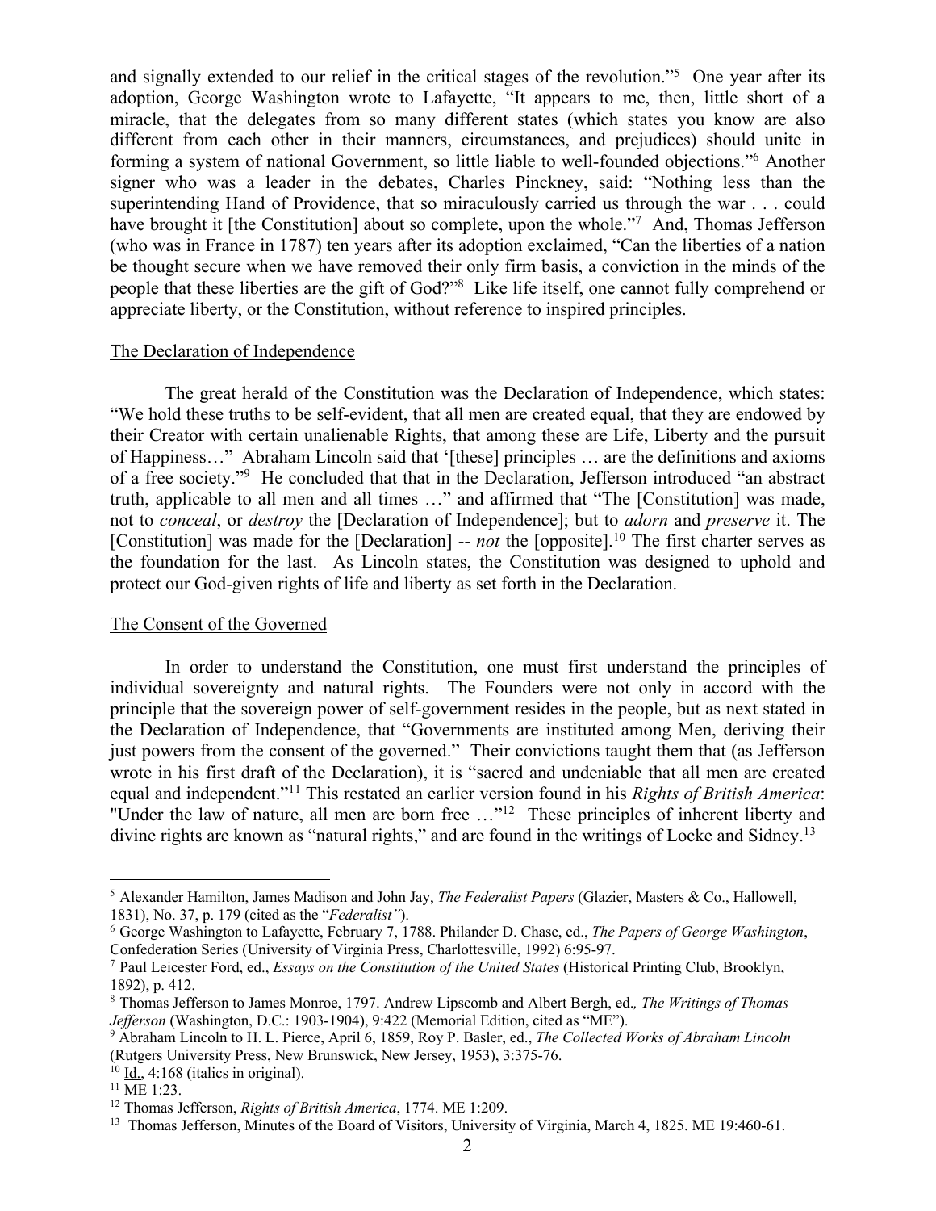and signally extended to our relief in the critical stages of the revolution."[5] One year after its adoption, George Washington wrote to Lafayette, "It appears to me, then, little short of a miracle, that the delegates from so many different states (which states you know are also different from each other in their manners, circumstances, and prejudices) should unite in forming a system of national Government, so little liable to well-founded objections."[6] Another signer who was a leader in the debates, Charles Pinckney, said: "Nothing less than the superintending Hand of Providence, that so miraculously carried us through the war . . . could have brought it [the Constitution] about so complete, upon the whole."[7] And, Thomas Jefferson (who was in France in 1787) ten years after its adoption exclaimed, "Can the liberties of a nation be thought secure when we have removed their only firm basis, a conviction in the minds of the people that these liberties are the gift of God?"[8] Like life itself, one cannot fully comprehend or appreciate liberty, or the Constitution, without reference to inspired principles.

## The Declaration of Independence

The great herald of the Constitution was the Declaration of Independence, which states: "We hold these truths to be self-evident, that all men are created equal, that they are endowed by their Creator with certain unalienable Rights, that among these are Life, Liberty and the pursuit of Happiness…" Abraham Lincoln said that '[these] principles … are the definitions and axioms of a free society."[9] He concluded that that in the Declaration, Jefferson introduced "an abstract truth, applicable to all men and all times …" and affirmed that "The [Constitution] was made, not to *conceal*, or *destroy* the [Declaration of Independence]; but to *adorn* and *preserve* it. The [Constitution] was made for the [Declaration] -- *not* the [opposite].[10] The first charter serves as the foundation for the last. As Lincoln states, the Constitution was designed to uphold and protect our God-given rights of life and liberty as set forth in the Declaration.

## The Consent of the Governed

In order to understand the Constitution, one must first understand the principles of individual sovereignty and natural rights. The Founders were not only in accord with the principle that the sovereign power of self-government resides in the people, but as next stated in the Declaration of Independence, that "Governments are instituted among Men, deriving their just powers from the consent of the governed." Their convictions taught them that (as Jefferson wrote in his first draft of the Declaration), it is "sacred and undeniable that all men are created equal and independent."[11] This restated an earlier version found in his *Rights of British America*: "Under the law of nature, all men are born free …"[12] These principles of inherent liberty and divine rights are known as "natural rights," and are found in the writings of Locke and Sidney.[13]

---

[5] Alexander Hamilton, James Madison and John Jay, *The Federalist Papers* (Glazier, Masters & Co., Hallowell, 1831), No. 37, p. 179 (cited as the "*Federalist"*).

[6] George Washington to Lafayette, February 7, 1788. Philander D. Chase, ed., *The Papers of George Washington*, Confederation Series (University of Virginia Press, Charlottesville, 1992) 6:95-97.

[7] Paul Leicester Ford, ed., *Essays on the Constitution of the United States* (Historical Printing Club, Brooklyn, 1892), p. 412.

[8] Thomas Jefferson to James Monroe, 1797. Andrew Lipscomb and Albert Bergh, ed*., The Writings of Thomas Jefferson* (Washington, D.C.: 1903-1904), 9:422 (Memorial Edition, cited as "ME").

[9] Abraham Lincoln to H. L. Pierce, April 6, 1859, Roy P. Basler, ed., *The Collected Works of Abraham Lincoln* (Rutgers University Press, New Brunswick, New Jersey, 1953), 3:375-76.

[10] Id., 4:168 (italics in original).

[11] ME 1:23.

[12] Thomas Jefferson, *Rights of British America*, 1774. ME 1:209.

[13] Thomas Jefferson, Minutes of the Board of Visitors, University of Virginia, March 4, 1825. ME 19:460-61.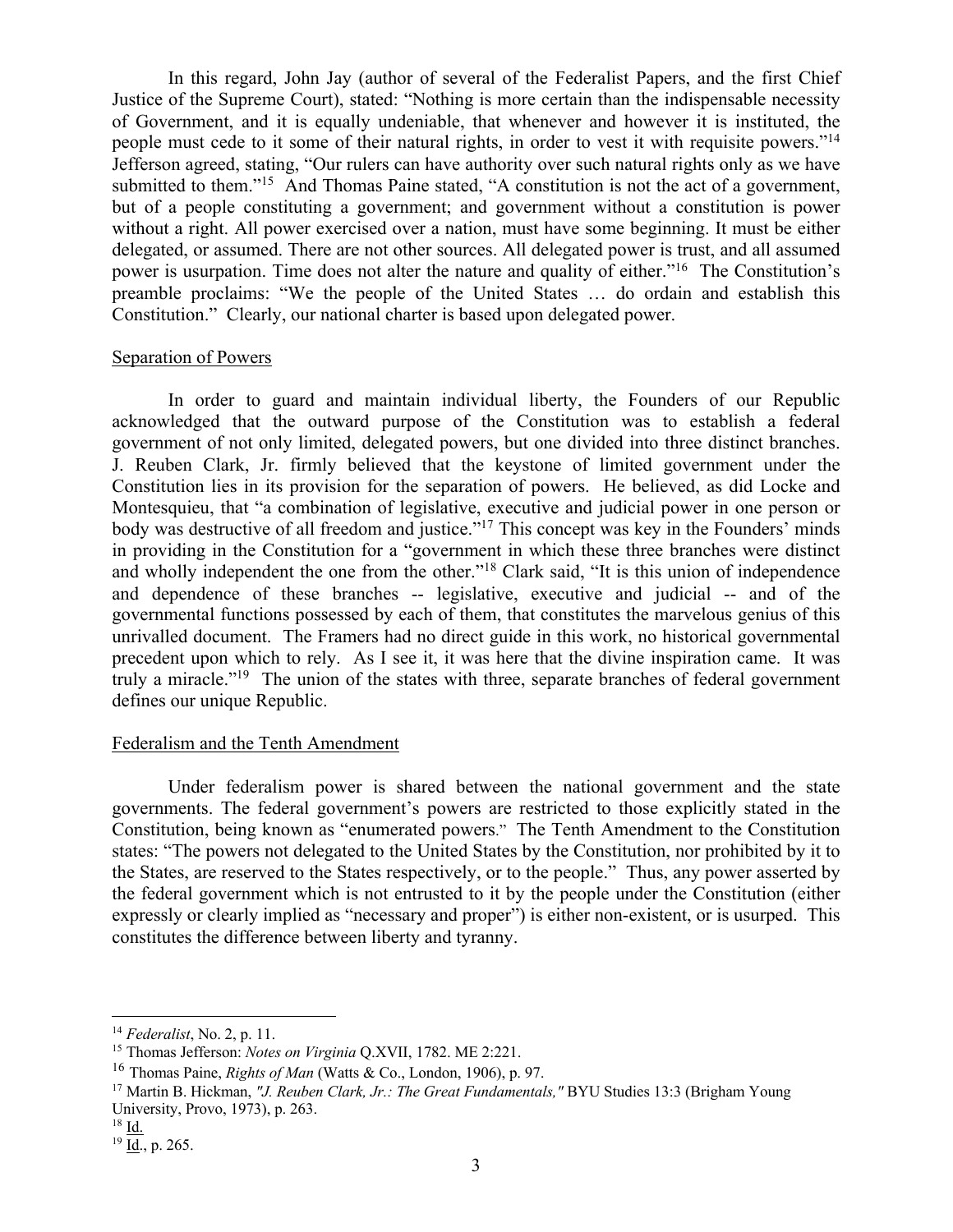In this regard, John Jay (author of several of the Federalist Papers, and the first Chief Justice of the Supreme Court), stated: "Nothing is more certain than the indispensable necessity of Government, and it is equally undeniable, that whenever and however it is instituted, the people must cede to it some of their natural rights, in order to vest it with requisite powers."[14] Jefferson agreed, stating, "Our rulers can have authority over such natural rights only as we have submitted to them."[15] And Thomas Paine stated, "A constitution is not the act of a government, but of a people constituting a government; and government without a constitution is power without a right. All power exercised over a nation, must have some beginning. It must be either delegated, or assumed. There are not other sources. All delegated power is trust, and all assumed power is usurpation. Time does not alter the nature and quality of either."[16] The Constitution's preamble proclaims: "We the people of the United States … do ordain and establish this Constitution." Clearly, our national charter is based upon delegated power.

## Separation of Powers

In order to guard and maintain individual liberty, the Founders of our Republic acknowledged that the outward purpose of the Constitution was to establish a federal government of not only limited, delegated powers, but one divided into three distinct branches. J. Reuben Clark, Jr. firmly believed that the keystone of limited government under the Constitution lies in its provision for the separation of powers. He believed, as did Locke and Montesquieu, that "a combination of legislative, executive and judicial power in one person or body was destructive of all freedom and justice."[17] This concept was key in the Founders' minds in providing in the Constitution for a "government in which these three branches were distinct and wholly independent the one from the other."[18] Clark said, "It is this union of independence and dependence of these branches -- legislative, executive and judicial -- and of the governmental functions possessed by each of them, that constitutes the marvelous genius of this unrivalled document. The Framers had no direct guide in this work, no historical governmental precedent upon which to rely. As I see it, it was here that the divine inspiration came. It was truly a miracle."[19] The union of the states with three, separate branches of federal government defines our unique Republic.

## Federalism and the Tenth Amendment

Under federalism power is shared between the national government and the state governments. The federal government's powers are restricted to those explicitly stated in the Constitution, being known as "enumerated powers." The Tenth Amendment to the Constitution states: "The powers not delegated to the United States by the Constitution, nor prohibited by it to the States, are reserved to the States respectively, or to the people." Thus, any power asserted by the federal government which is not entrusted to it by the people under the Constitution (either expressly or clearly implied as "necessary and proper") is either non-existent, or is usurped. This constitutes the difference between liberty and tyranny.

---

[14] *Federalist*, No. 2, p. 11.

[15] Thomas Jefferson: *Notes on Virginia* Q.XVII, 1782. ME 2:221.

[16] Thomas Paine, *Rights of Man* (Watts & Co., London, 1906), p. 97.

[17] Martin B. Hickman, *"J. Reuben Clark, Jr.: The Great Fundamentals,"* BYU Studies 13:3 (Brigham Young University, Provo, 1973), p. 263.

[18] Id.

[19] Id., p. 265.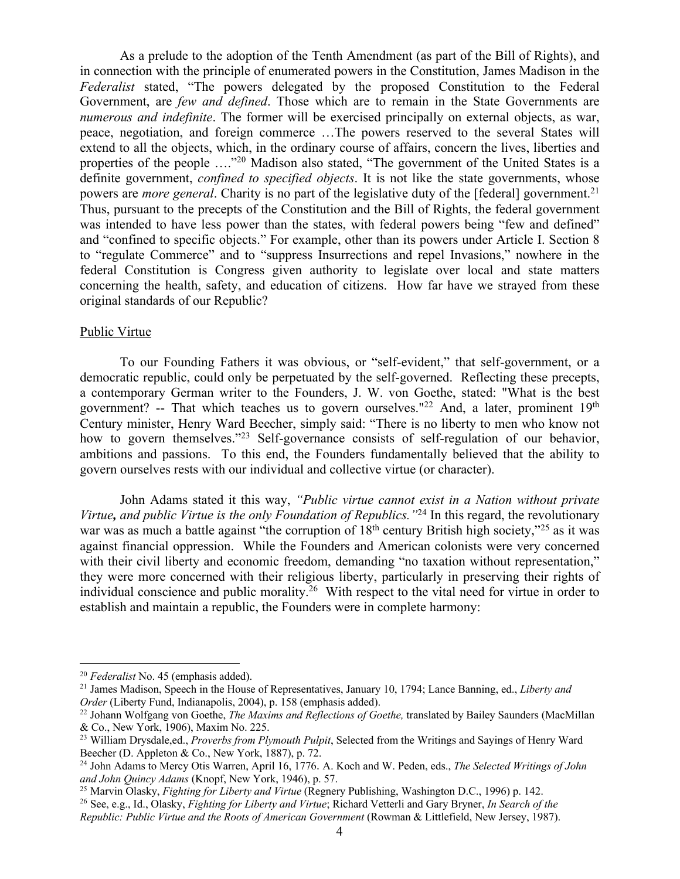As a prelude to the adoption of the Tenth Amendment (as part of the Bill of Rights), and in connection with the principle of enumerated powers in the Constitution, James Madison in the *Federalist* stated, "The powers delegated by the proposed Constitution to the Federal Government, are *few and defined*. Those which are to remain in the State Governments are *numerous and indefinite*. The former will be exercised principally on external objects, as war, peace, negotiation, and foreign commerce …The powers reserved to the several States will extend to all the objects, which, in the ordinary course of affairs, concern the lives, liberties and properties of the people …."[20] Madison also stated, "The government of the United States is a definite government, *confined to specified objects*. It is not like the state governments, whose powers are *more general*. Charity is no part of the legislative duty of the [federal] government.[21] Thus, pursuant to the precepts of the Constitution and the Bill of Rights, the federal government was intended to have less power than the states, with federal powers being "few and defined" and "confined to specific objects." For example, other than its powers under Article I. Section 8 to "regulate Commerce" and to "suppress Insurrections and repel Invasions," nowhere in the federal Constitution is Congress given authority to legislate over local and state matters concerning the health, safety, and education of citizens. How far have we strayed from these original standards of our Republic?

<u>Public Virtue</u>

To our Founding Fathers it was obvious, or "self-evident," that self-government, or a democratic republic, could only be perpetuated by the self-governed. Reflecting these precepts, a contemporary German writer to the Founders, J. W. von Goethe, stated: "What is the best government? -- That which teaches us to govern ourselves."[22] And, a later, prominent 19th Century minister, Henry Ward Beecher, simply said: "There is no liberty to men who know not how to govern themselves."[23] Self-governance consists of self-regulation of our behavior, ambitions and passions. To this end, the Founders fundamentally believed that the ability to govern ourselves rests with our individual and collective virtue (or character).

John Adams stated it this way, *"Public virtue cannot exist in a Nation without private Virtue***,** *and public Virtue is the only Foundation of Republics."*[24] In this regard, the revolutionary war was as much a battle against "the corruption of 18th century British high society,"[25] as it was against financial oppression. While the Founders and American colonists were very concerned with their civil liberty and economic freedom, demanding "no taxation without representation," they were more concerned with their religious liberty, particularly in preserving their rights of individual conscience and public morality.[26] With respect to the vital need for virtue in order to establish and maintain a republic, the Founders were in complete harmony:

---

[20] *Federalist* No. 45 (emphasis added).

[21] James Madison, Speech in the House of Representatives, January 10, 1794; Lance Banning, ed., *Liberty and Order* (Liberty Fund, Indianapolis, 2004), p. 158 (emphasis added).

[22] Johann Wolfgang von Goethe, *The Maxims and Reflections of Goethe,* translated by Bailey Saunders (MacMillan & Co., New York, 1906), Maxim No. 225.

[23] William Drysdale,ed., *Proverbs from Plymouth Pulpit*, Selected from the Writings and Sayings of Henry Ward Beecher (D. Appleton & Co., New York, 1887), p. 72.

[24] John Adams to Mercy Otis Warren, April 16, 1776. A. Koch and W. Peden, eds., *The Selected Writings of John and John Quincy Adams* (Knopf, New York, 1946), p. 57.

[25] Marvin Olasky, *Fighting for Liberty and Virtue* (Regnery Publishing, Washington D.C., 1996) p. 142.

[26] See, e.g., Id., Olasky, *Fighting for Liberty and Virtue*; Richard Vetterli and Gary Bryner, *In Search of the Republic: Public Virtue and the Roots of American Government* (Rowman & Littlefield, New Jersey, 1987).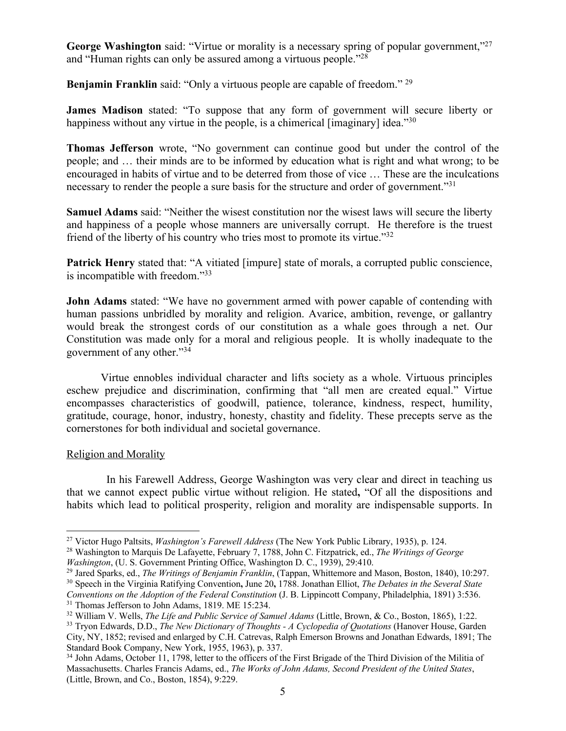**George Washington** said: "Virtue or morality is a necessary spring of popular government,"[27] and "Human rights can only be assured among a virtuous people."[28]

**Benjamin Franklin** said: "Only a virtuous people are capable of freedom." [29]

**James Madison** stated: "To suppose that any form of government will secure liberty or happiness without any virtue in the people, is a chimerical [imaginary] idea."[30]

**Thomas Jefferson** wrote, "No government can continue good but under the control of the people; and … their minds are to be informed by education what is right and what wrong; to be encouraged in habits of virtue and to be deterred from those of vice … These are the inculcations necessary to render the people a sure basis for the structure and order of government."[31]

**Samuel Adams** said: "Neither the wisest constitution nor the wisest laws will secure the liberty and happiness of a people whose manners are universally corrupt. He therefore is the truest friend of the liberty of his country who tries most to promote its virtue."[32]

**Patrick Henry** stated that: "A vitiated [impure] state of morals, a corrupted public conscience, is incompatible with freedom."[33]

**John Adams** stated: "We have no government armed with power capable of contending with human passions unbridled by morality and religion. Avarice, ambition, revenge, or gallantry would break the strongest cords of our constitution as a whale goes through a net. Our Constitution was made only for a moral and religious people. It is wholly inadequate to the government of any other."[34]

Virtue ennobles individual character and lifts society as a whole. Virtuous principles eschew prejudice and discrimination, confirming that "all men are created equal." Virtue encompasses characteristics of goodwill, patience, tolerance, kindness, respect, humility, gratitude, courage, honor, industry, honesty, chastity and fidelity. These precepts serve as the cornerstones for both individual and societal governance.

<u>Religion and Morality</u>

In his Farewell Address, George Washington was very clear and direct in teaching us that we cannot expect public virtue without religion. He stated**,** "Of all the dispositions and habits which lead to political prosperity, religion and morality are indispensable supports. In

---

[27] Victor Hugo Paltsits, *Washington's Farewell Address* (The New York Public Library, 1935), p. 124.

[28] Washington to Marquis De Lafayette, February 7, 1788, John C. Fitzpatrick, ed., *The Writings of George Washington*, (U. S. Government Printing Office, Washington D. C., 1939), 29:410.

[29] Jared Sparks, ed., *The Writings of Benjamin Franklin*, (Tappan, Whittemore and Mason, Boston, 1840), 10:297.

[30] Speech in the Virginia Ratifying Convention**,** June 20**,** 1788. Jonathan Elliot, *The Debates in the Several State Conventions on the Adoption of the Federal Constitution* (J. B. Lippincott Company, Philadelphia, 1891) 3:536.

[31] Thomas Jefferson to John Adams, 1819. ME 15:234.

[32] William V. Wells, *The Life and Public Service of Samuel Adams* (Little, Brown, & Co., Boston, 1865), 1:22.

[33] Tryon Edwards, D.D., *The New Dictionary of Thoughts - A Cyclopedia of Quotations* (Hanover House, Garden City, NY, 1852; revised and enlarged by C.H. Catrevas, Ralph Emerson Browns and Jonathan Edwards, 1891; The Standard Book Company, New York, 1955, 1963), p. 337.

[34] John Adams, October 11, 1798, letter to the officers of the First Brigade of the Third Division of the Militia of Massachusetts. Charles Francis Adams, ed., *The Works of John Adams, Second President of the United States*, (Little, Brown, and Co., Boston, 1854), 9:229.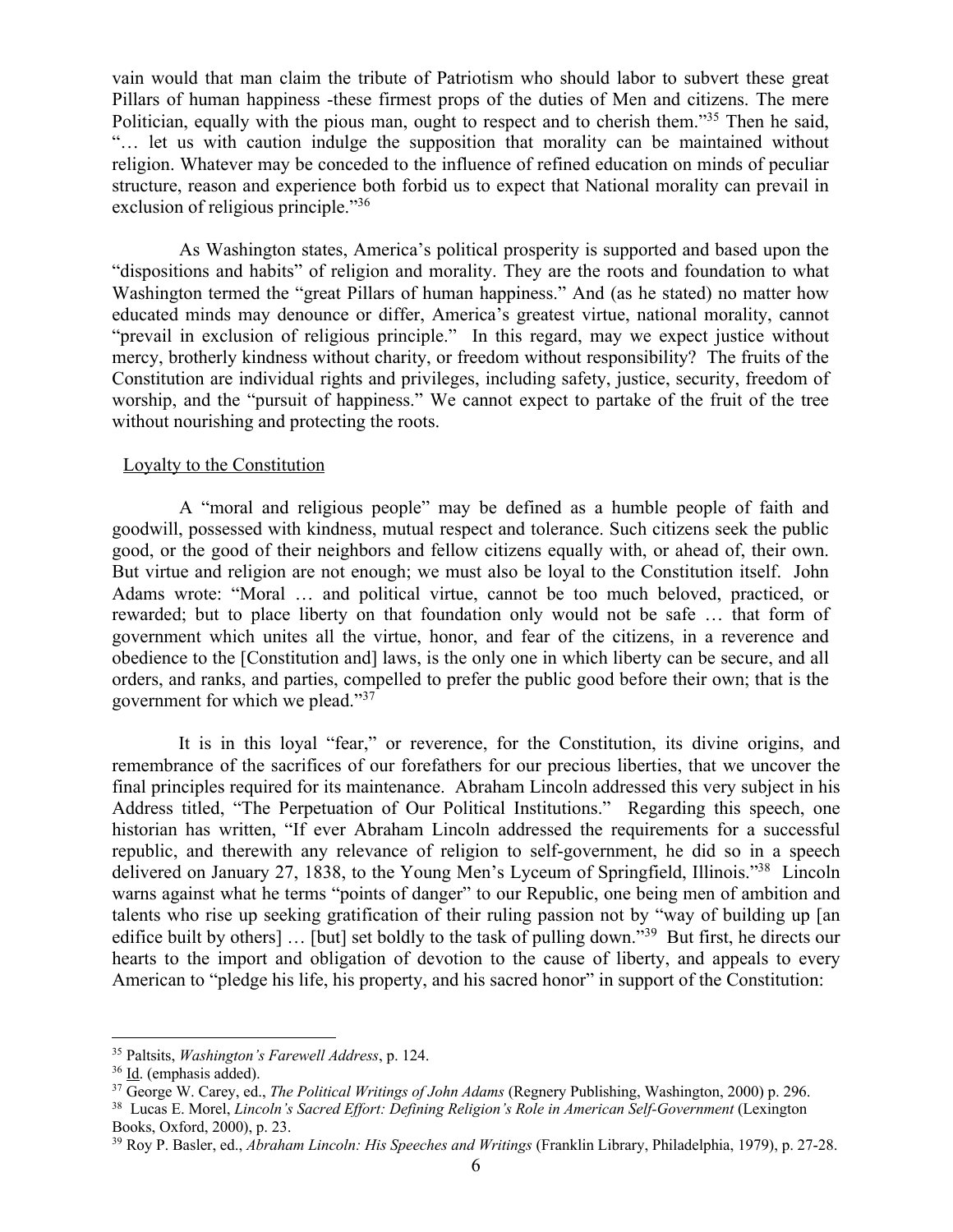vain would that man claim the tribute of Patriotism who should labor to subvert these great Pillars of human happiness -these firmest props of the duties of Men and citizens. The mere Politician, equally with the pious man, ought to respect and to cherish them."[35] Then he said, "… let us with caution indulge the supposition that morality can be maintained without religion. Whatever may be conceded to the influence of refined education on minds of peculiar structure, reason and experience both forbid us to expect that National morality can prevail in exclusion of religious principle."[36]

As Washington states, America's political prosperity is supported and based upon the "dispositions and habits" of religion and morality. They are the roots and foundation to what Washington termed the "great Pillars of human happiness." And (as he stated) no matter how educated minds may denounce or differ, America's greatest virtue, national morality, cannot "prevail in exclusion of religious principle." In this regard, may we expect justice without mercy, brotherly kindness without charity, or freedom without responsibility? The fruits of the Constitution are individual rights and privileges, including safety, justice, security, freedom of worship, and the "pursuit of happiness." We cannot expect to partake of the fruit of the tree without nourishing and protecting the roots.

<u>Loyalty to the Constitution</u>

A "moral and religious people" may be defined as a humble people of faith and goodwill, possessed with kindness, mutual respect and tolerance. Such citizens seek the public good, or the good of their neighbors and fellow citizens equally with, or ahead of, their own. But virtue and religion are not enough; we must also be loyal to the Constitution itself. John Adams wrote: "Moral … and political virtue, cannot be too much beloved, practiced, or rewarded; but to place liberty on that foundation only would not be safe … that form of government which unites all the virtue, honor, and fear of the citizens, in a reverence and obedience to the [Constitution and] laws, is the only one in which liberty can be secure, and all orders, and ranks, and parties, compelled to prefer the public good before their own; that is the government for which we plead."[37]

It is in this loyal "fear," or reverence, for the Constitution, its divine origins, and remembrance of the sacrifices of our forefathers for our precious liberties, that we uncover the final principles required for its maintenance. Abraham Lincoln addressed this very subject in his Address titled, "The Perpetuation of Our Political Institutions." Regarding this speech, one historian has written, "If ever Abraham Lincoln addressed the requirements for a successful republic, and therewith any relevance of religion to self-government, he did so in a speech delivered on January 27, 1838, to the Young Men's Lyceum of Springfield, Illinois."[38] Lincoln warns against what he terms "points of danger" to our Republic, one being men of ambition and talents who rise up seeking gratification of their ruling passion not by "way of building up [an edifice built by others] … [but] set boldly to the task of pulling down."[39] But first, he directs our hearts to the import and obligation of devotion to the cause of liberty, and appeals to every American to "pledge his life, his property, and his sacred honor" in support of the Constitution:

---

[35] Paltsits, *Washington's Farewell Address*, p. 124.

[36] <u>Id</u>. (emphasis added).

[37] George W. Carey, ed., *The Political Writings of John Adams* (Regnery Publishing, Washington, 2000) p. 296.

[38] Lucas E. Morel, *Lincoln's Sacred Effort: Defining Religion's Role in American Self-Government* (Lexington Books, Oxford, 2000), p. 23.

[39] Roy P. Basler, ed., *Abraham Lincoln: His Speeches and Writings* (Franklin Library, Philadelphia, 1979), p. 27-28.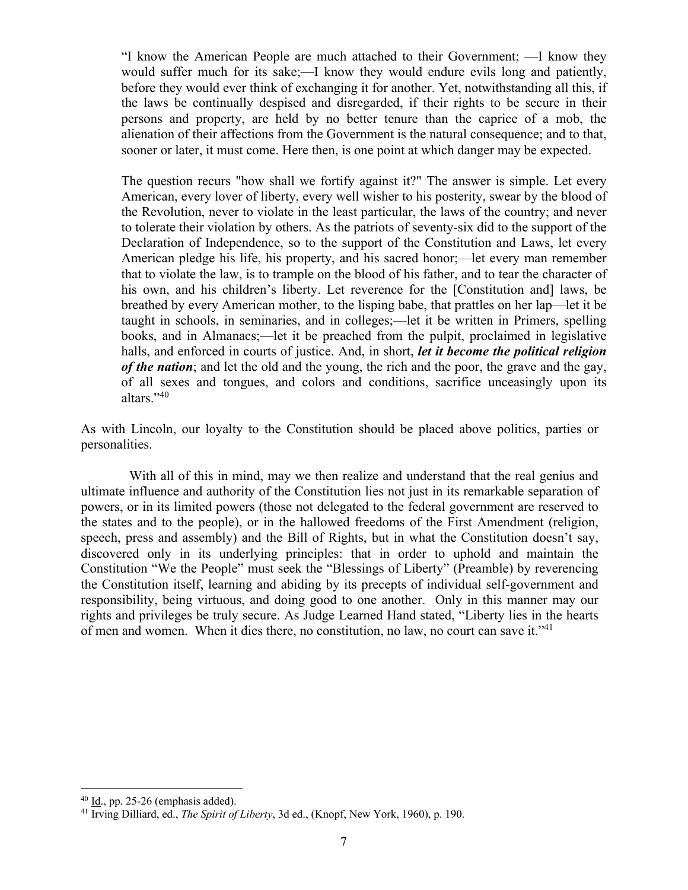> "I know the American People are much attached to their Government; —I know they would suffer much for its sake;—I know they would endure evils long and patiently, before they would ever think of exchanging it for another. Yet, notwithstanding all this, if the laws be continually despised and disregarded, if their rights to be secure in their persons and property, are held by no better tenure than the caprice of a mob, the alienation of their affections from the Government is the natural consequence; and to that, sooner or later, it must come. Here then, is one point at which danger may be expected.
>
> The question recurs "how shall we fortify against it?" The answer is simple. Let every American, every lover of liberty, every well wisher to his posterity, swear by the blood of the Revolution, never to violate in the least particular, the laws of the country; and never to tolerate their violation by others. As the patriots of seventy-six did to the support of the Declaration of Independence, so to the support of the Constitution and Laws, let every American pledge his life, his property, and his sacred honor;—let every man remember that to violate the law, is to trample on the blood of his father, and to tear the character of his own, and his children's liberty. Let reverence for the [Constitution and] laws, be breathed by every American mother, to the lisping babe, that prattles on her lap—let it be taught in schools, in seminaries, and in colleges;—let it be written in Primers, spelling books, and in Almanacs;—let it be preached from the pulpit, proclaimed in legislative halls, and enforced in courts of justice. And, in short, ***let it become the political religion of the nation***; and let the old and the young, the rich and the poor, the grave and the gay, of all sexes and tongues, and colors and conditions, sacrifice unceasingly upon its altars."[40]

As with Lincoln, our loyalty to the Constitution should be placed above politics, parties or personalities.

With all of this in mind, may we then realize and understand that the real genius and ultimate influence and authority of the Constitution lies not just in its remarkable separation of powers, or in its limited powers (those not delegated to the federal government are reserved to the states and to the people), or in the hallowed freedoms of the First Amendment (religion, speech, press and assembly) and the Bill of Rights, but in what the Constitution doesn't say, discovered only in its underlying principles: that in order to uphold and maintain the Constitution "We the People" must seek the "Blessings of Liberty" (Preamble) by reverencing the Constitution itself, learning and abiding by its precepts of individual self-government and responsibility, being virtuous, and doing good to one another. Only in this manner may our rights and privileges be truly secure. As Judge Learned Hand stated, "Liberty lies in the hearts of men and women. When it dies there, no constitution, no law, no court can save it."[41]

---

[40] Id., pp. 25-26 (emphasis added).

[41] Irving Dilliard, ed., *The Spirit of Liberty*, 3d ed., (Knopf, New York, 1960), p. 190.